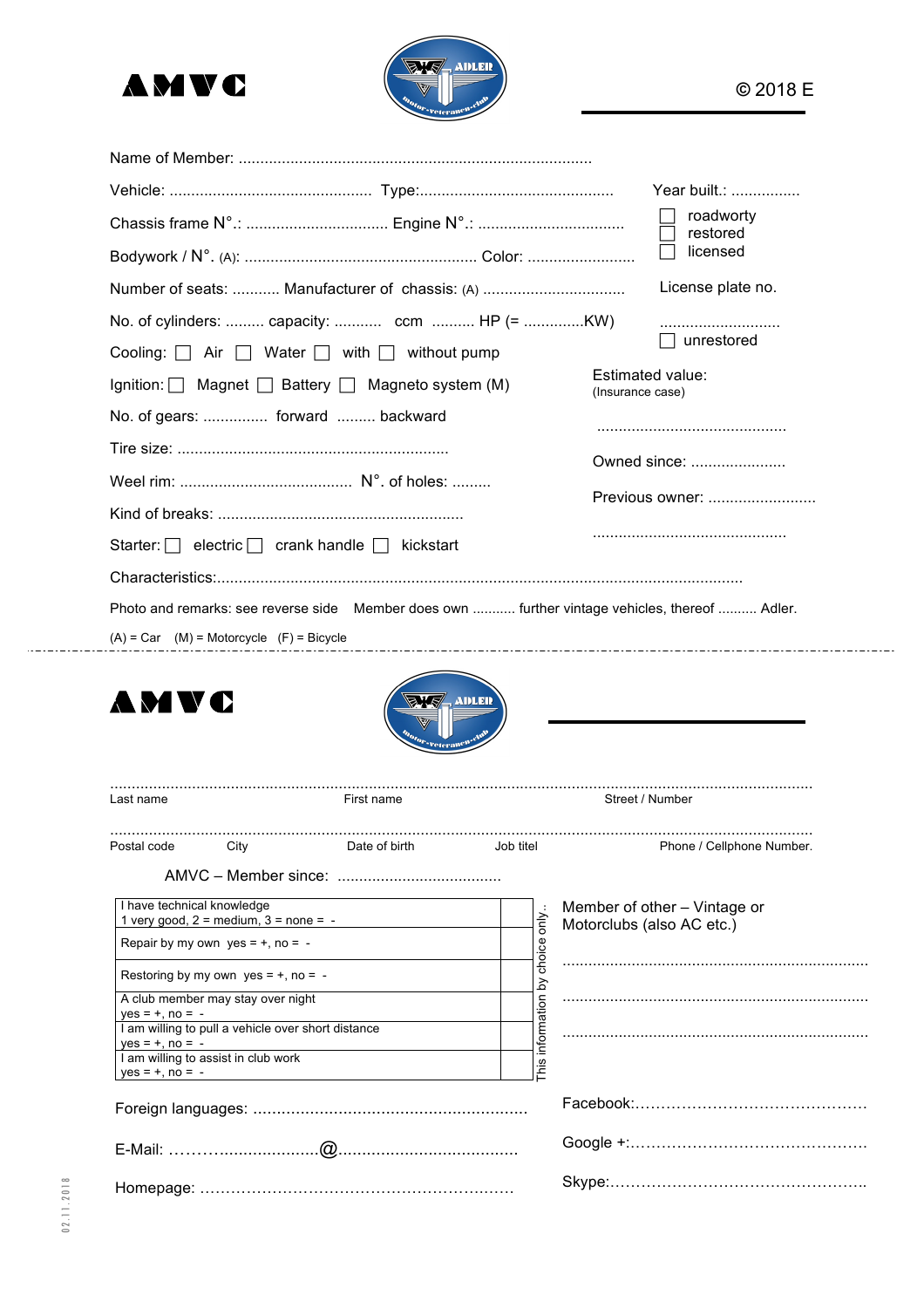**AMVC**

© 2018 E

Name of Member: ...................................................................................

Vehicle: ................................................ Type:.............................................

Year built.: ................

Chassis frame N°.: ................................. Engine N°.: ..................................

☐ roadworty
☐ restored
☐ licensed

Bodywork / N°. (A): ...................................................... Color: .........................

Number of seats: ........... Manufacturer of chassis: (A) .................................

License plate no.

No. of cylinders: ......... capacity: ........... ccm .......... HP (= ..............KW)

............................

☐ unrestored

Cooling: ☐ Air ☐ Water ☐ with ☐ without pump

Ignition: ☐ Magnet ☐ Battery ☐ Magneto system (M)

Estimated value:
(Insurance case)

No. of gears: ............... forward ......... backward

............................................

Tire size: ...............................................................

Owned since: ......................

Weel rim: ........................................ N°. of holes: .........

Previous owner: .........................

Kind of breaks: .........................................................

............................................

Starter: ☐ electric ☐ crank handle ☐ kickstart

Characteristics:.........................................................................................................................

Photo and remarks: see reverse side Member does own ........... further vintage vehicles, thereof .......... Adler.

(A) = Car (M) = Motorcycle (F) = Bicycle

---

**AMVC**

.........................................................................................................................................................
Last name First name Street / Number

.........................................................................................................................................................
Postal code City Date of birth Job titel Phone / Cellphone Number.

AMVC – Member since: ......................................

| | |
|---|---|
| I have technical knowledge<br>1 very good, 2 = medium, 3 = none = - | |
| Repair by my own yes = +, no = - | |
| Restoring by my own yes = +, no = - | |
| A club member may stay over night<br>yes = +, no = - | |
| I am willing to pull a vehicle over short distance<br>yes = +, no = - | |
| I am willing to assist in club work<br>yes = +, no = - | |

This information by choice only..

Member of other – Vintage or Motorclubs (also AC etc.)

......................................................................

......................................................................

......................................................................

Foreign languages: ..........................................................

Facebook:………………………………………

E-Mail: …………....................@.......................................

Google +:………………………………………

Homepage: ……………………………………………….……

Skype:…………………………………………..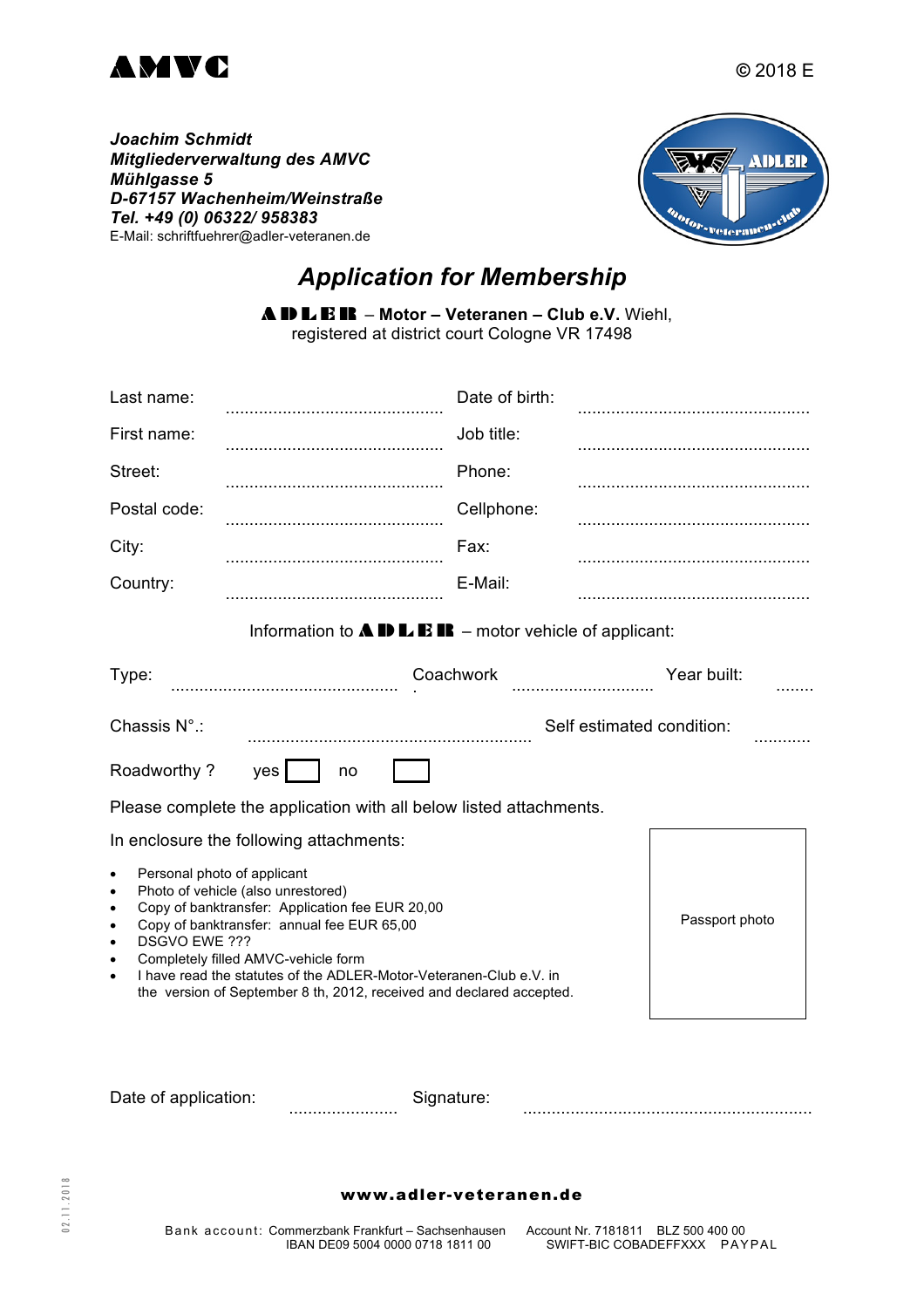**AMVC**

© 2018 E

***Joachim Schmidt***
***Mitgliederverwaltung des AMVC***
***Mühlgasse 5***
***D-67157 Wachenheim/Weinstraße***
***Tel. +49 (0) 06322/ 958383***
E-Mail: schriftfuehrer@adler-veteranen.de

# *Application for Membership*

**ADLER – Motor – Veteranen – Club e.V.** Wiehl,
registered at district court Cologne VR 17498

| | | | |
|---|---|---|---|
| Last name: | ............................................. | Date of birth: | ................................................ |
| First name: | ............................................. | Job title: | ................................................ |
| Street: | ............................................. | Phone: | ................................................ |
| Postal code: | ............................................. | Cellphone: | ................................................ |
| City: | ............................................. | Fax: | ................................................ |
| Country: | ............................................. | E-Mail: | ................................................ |

Information to **ADLER** – motor vehicle of applicant:

Type: ............................................... Coachwork .............................. Year built: ........

Chassis N°.: ........................................................... Self estimated condition: ............

Roadworthy ? yes ☐ no ☐

Please complete the application with all below listed attachments.

In enclosure the following attachments:

- Personal photo of applicant
- Photo of vehicle (also unrestored)
- Copy of banktransfer: Application fee EUR 20,00
- Copy of banktransfer: annual fee EUR 65,00
- DSGVO EWE ???
- Completely filled AMVC-vehicle form
- I have read the statutes of the ADLER-Motor-Veteranen-Club e.V. in the version of September 8 th, 2012, received and declared accepted.

Passport photo

Date of application: ....................... Signature: .............................................................

02.11.2018

**www.adler-veteranen.de**

Bank account: Commerzbank Frankfurt – Sachsenhausen Account Nr. 7181811 BLZ 500 400 00
IBAN DE09 5004 0000 0718 1811 00 SWIFT-BIC COBADEFFXXX PAYPAL